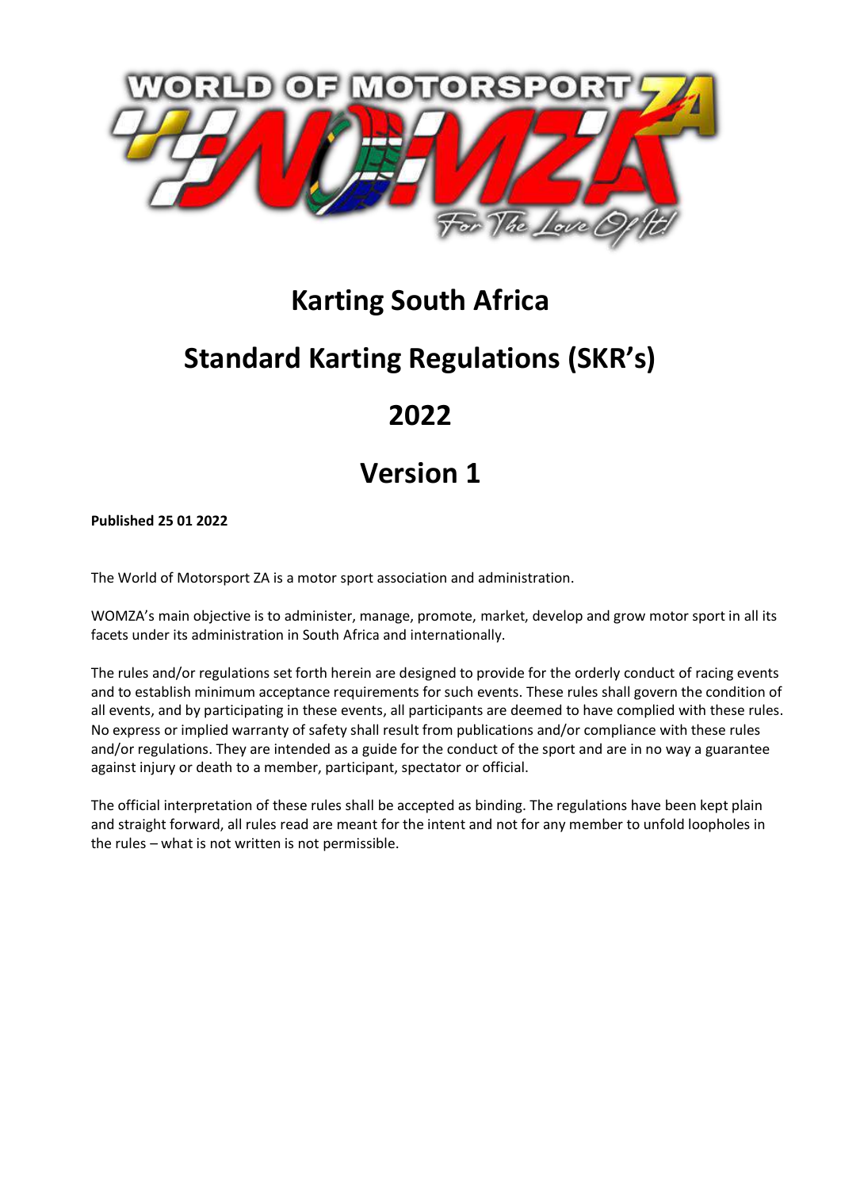# Karting South Africa

# Standard Karting Regulations (SKR's)

# 2022

# Version 1

**Published 25 01 2022**

The World of Motorsport ZA is a motor sport association and administration.

WOMZA's main objective is to administer, manage, promote, market, develop and grow motor sport in all its facets under its administration in South Africa and internationally.

The rules and/or regulations set forth herein are designed to provide for the orderly conduct of racing events and to establish minimum acceptance requirements for such events. These rules shall govern the condition of all events, and by participating in these events, all participants are deemed to have complied with these rules. No express or implied warranty of safety shall result from publications and/or compliance with these rules and/or regulations. They are intended as a guide for the conduct of the sport and are in no way a guarantee against injury or death to a member, participant, spectator or official.

The official interpretation of these rules shall be accepted as binding. The regulations have been kept plain and straight forward, all rules read are meant for the intent and not for any member to unfold loopholes in the rules – what is not written is not permissible.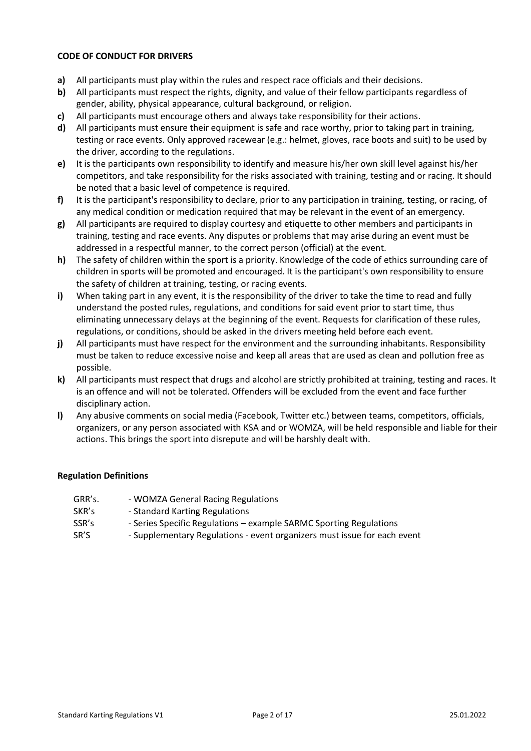**CODE OF CONDUCT FOR DRIVERS**

**a)** All participants must play within the rules and respect race officials and their decisions.

**b)** All participants must respect the rights, dignity, and value of their fellow participants regardless of gender, ability, physical appearance, cultural background, or religion.

**c)** All participants must encourage others and always take responsibility for their actions.

**d)** All participants must ensure their equipment is safe and race worthy, prior to taking part in training, testing or race events. Only approved racewear (e.g.: helmet, gloves, race boots and suit) to be used by the driver, according to the regulations.

**e)** It is the participants own responsibility to identify and measure his/her own skill level against his/her competitors, and take responsibility for the risks associated with training, testing and or racing. It should be noted that a basic level of competence is required.

**f)** It is the participant's responsibility to declare, prior to any participation in training, testing, or racing, of any medical condition or medication required that may be relevant in the event of an emergency.

**g)** All participants are required to display courtesy and etiquette to other members and participants in training, testing and race events. Any disputes or problems that may arise during an event must be addressed in a respectful manner, to the correct person (official) at the event.

**h)** The safety of children within the sport is a priority. Knowledge of the code of ethics surrounding care of children in sports will be promoted and encouraged. It is the participant's own responsibility to ensure the safety of children at training, testing, or racing events.

**i)** When taking part in any event, it is the responsibility of the driver to take the time to read and fully understand the posted rules, regulations, and conditions for said event prior to start time, thus eliminating unnecessary delays at the beginning of the event. Requests for clarification of these rules, regulations, or conditions, should be asked in the drivers meeting held before each event.

**j)** All participants must have respect for the environment and the surrounding inhabitants. Responsibility must be taken to reduce excessive noise and keep all areas that are used as clean and pollution free as possible.

**k)** All participants must respect that drugs and alcohol are strictly prohibited at training, testing and races. It is an offence and will not be tolerated. Offenders will be excluded from the event and face further disciplinary action.

**l)** Any abusive comments on social media (Facebook, Twitter etc.) between teams, competitors, officials, organizers, or any person associated with KSA and or WOMZA, will be held responsible and liable for their actions. This brings the sport into disrepute and will be harshly dealt with.

**Regulation Definitions**

| | |
|---|---|
| GRR's. | - WOMZA General Racing Regulations |
| SKR's | - Standard Karting Regulations |
| SSR's | - Series Specific Regulations – example SARMC Sporting Regulations |
| SR'S | - Supplementary Regulations - event organizers must issue for each event |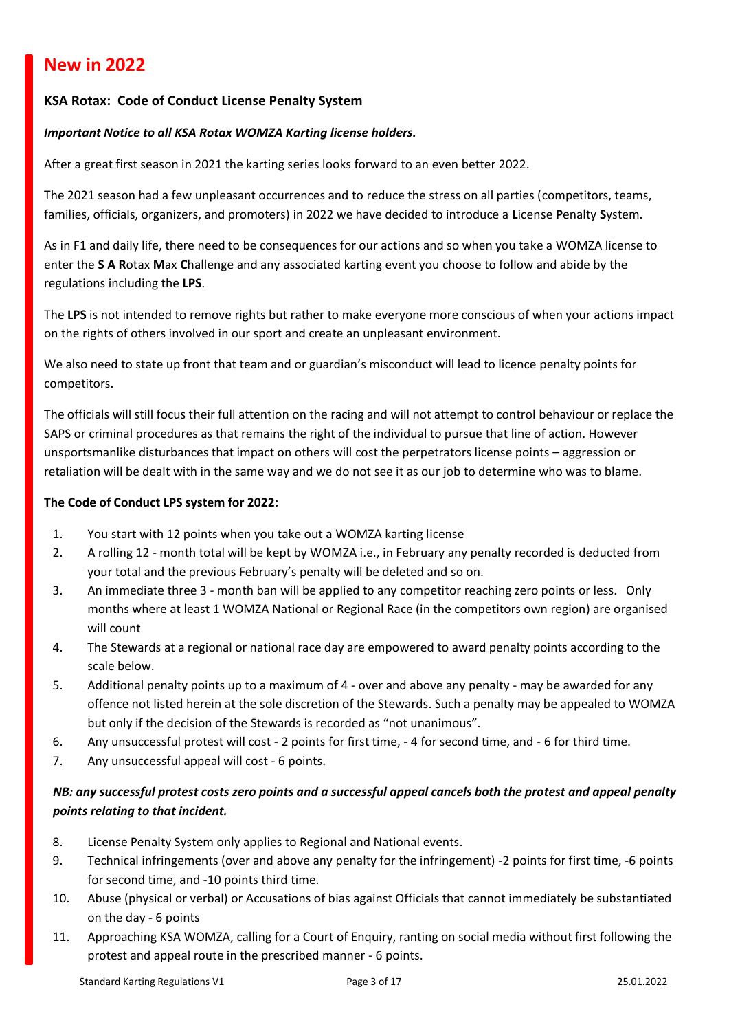# New in 2022

### KSA Rotax: Code of Conduct License Penalty System

***Important Notice to all KSA Rotax WOMZA Karting license holders.***

After a great first season in 2021 the karting series looks forward to an even better 2022.

The 2021 season had a few unpleasant occurrences and to reduce the stress on all parties (competitors, teams, families, officials, organizers, and promoters) in 2022 we have decided to introduce a **L**icense **P**enalty **S**ystem.

As in F1 and daily life, there need to be consequences for our actions and so when you take a WOMZA license to enter the **S A R**otax **M**ax **C**hallenge and any associated karting event you choose to follow and abide by the regulations including the **LPS**.

The **LPS** is not intended to remove rights but rather to make everyone more conscious of when your actions impact on the rights of others involved in our sport and create an unpleasant environment.

We also need to state up front that team and or guardian's misconduct will lead to licence penalty points for competitors.

The officials will still focus their full attention on the racing and will not attempt to control behaviour or replace the SAPS or criminal procedures as that remains the right of the individual to pursue that line of action. However unsportsmanlike disturbances that impact on others will cost the perpetrators license points – aggression or retaliation will be dealt with in the same way and we do not see it as our job to determine who was to blame.

**The Code of Conduct LPS system for 2022:**

1. You start with 12 points when you take out a WOMZA karting license
2. A rolling 12 - month total will be kept by WOMZA i.e., in February any penalty recorded is deducted from your total and the previous February's penalty will be deleted and so on.
3. An immediate three 3 - month ban will be applied to any competitor reaching zero points or less. Only months where at least 1 WOMZA National or Regional Race (in the competitors own region) are organised will count
4. The Stewards at a regional or national race day are empowered to award penalty points according to the scale below.
5. Additional penalty points up to a maximum of 4 - over and above any penalty - may be awarded for any offence not listed herein at the sole discretion of the Stewards. Such a penalty may be appealed to WOMZA but only if the decision of the Stewards is recorded as "not unanimous".
6. Any unsuccessful protest will cost - 2 points for first time, - 4 for second time, and - 6 for third time.
7. Any unsuccessful appeal will cost - 6 points.

***NB: any successful protest costs zero points and a successful appeal cancels both the protest and appeal penalty points relating to that incident.***

8. License Penalty System only applies to Regional and National events.
9. Technical infringements (over and above any penalty for the infringement) -2 points for first time, -6 points for second time, and -10 points third time.
10. Abuse (physical or verbal) or Accusations of bias against Officials that cannot immediately be substantiated on the day - 6 points
11. Approaching KSA WOMZA, calling for a Court of Enquiry, ranting on social media without first following the protest and appeal route in the prescribed manner - 6 points.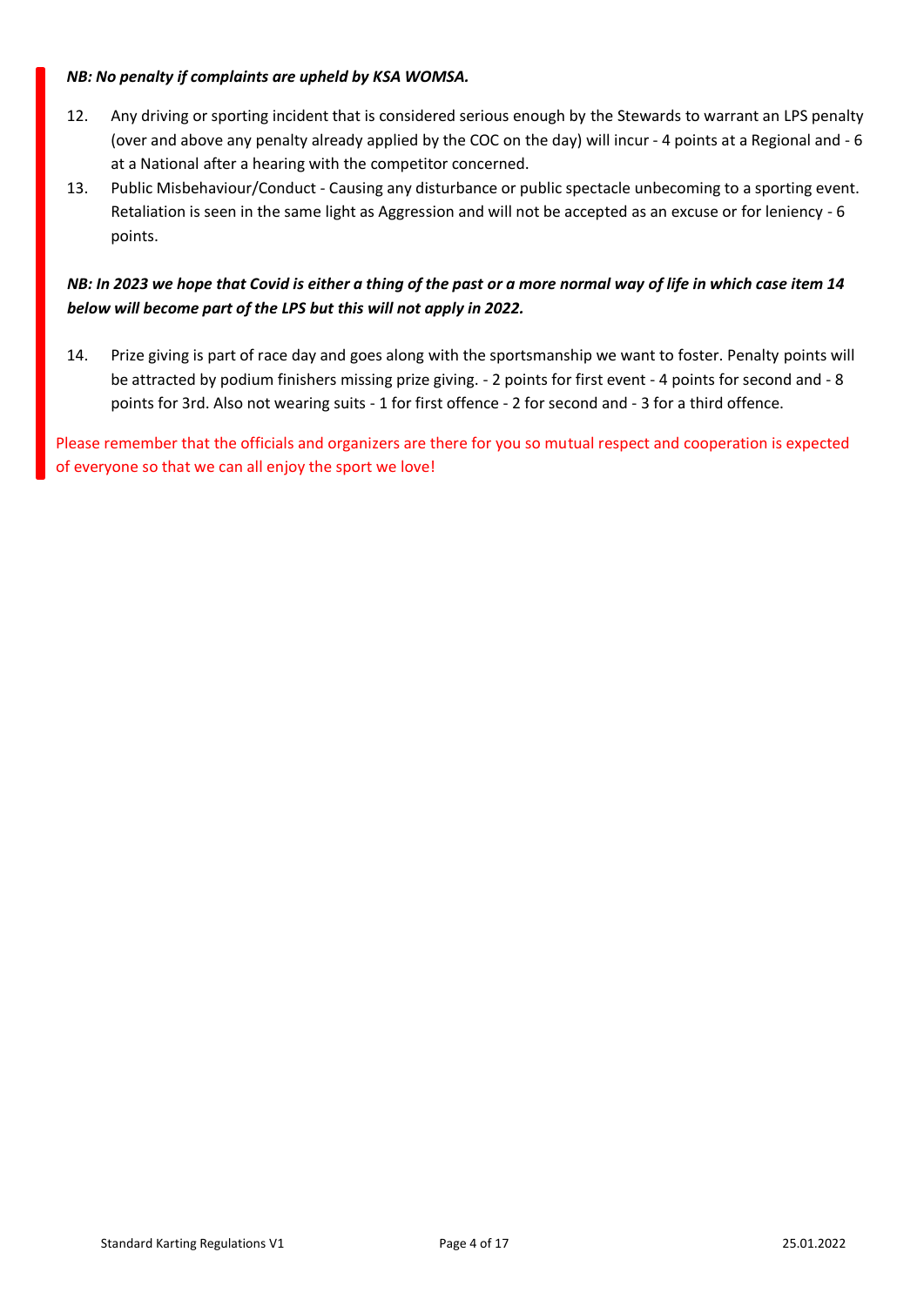***NB: No penalty if complaints are upheld by KSA WOMSA.***

12. Any driving or sporting incident that is considered serious enough by the Stewards to warrant an LPS penalty (over and above any penalty already applied by the COC on the day) will incur - 4 points at a Regional and - 6 at a National after a hearing with the competitor concerned.
13. Public Misbehaviour/Conduct - Causing any disturbance or public spectacle unbecoming to a sporting event. Retaliation is seen in the same light as Aggression and will not be accepted as an excuse or for leniency - 6 points.

***NB: In 2023 we hope that Covid is either a thing of the past or a more normal way of life in which case item 14 below will become part of the LPS but this will not apply in 2022.***

14. Prize giving is part of race day and goes along with the sportsmanship we want to foster. Penalty points will be attracted by podium finishers missing prize giving. - 2 points for first event - 4 points for second and - 8 points for 3rd. Also not wearing suits - 1 for first offence - 2 for second and - 3 for a third offence.

Please remember that the officials and organizers are there for you so mutual respect and cooperation is expected of everyone so that we can all enjoy the sport we love!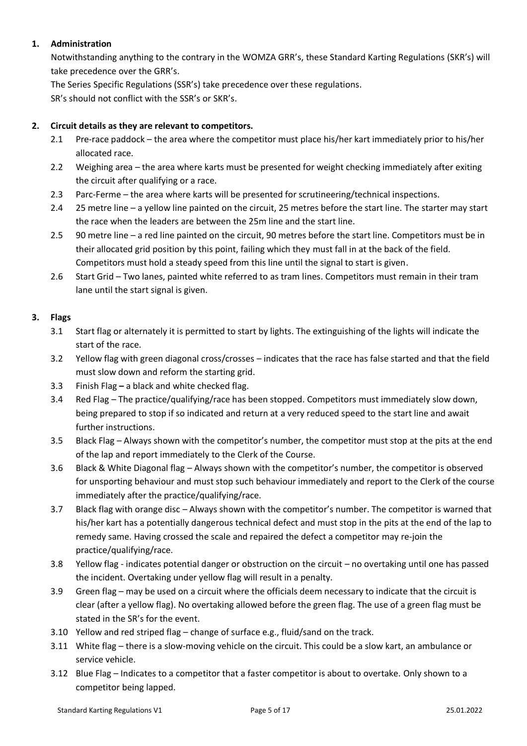## 1. Administration

Notwithstanding anything to the contrary in the WOMZA GRR's, these Standard Karting Regulations (SKR's) will take precedence over the GRR's.

The Series Specific Regulations (SSR's) take precedence over these regulations.

SR's should not conflict with the SSR's or SKR's.

## 2. Circuit details as they are relevant to competitors.

2.1 Pre-race paddock – the area where the competitor must place his/her kart immediately prior to his/her allocated race.

2.2 Weighing area – the area where karts must be presented for weight checking immediately after exiting the circuit after qualifying or a race.

2.3 Parc-Ferme – the area where karts will be presented for scrutineering/technical inspections.

2.4 25 metre line – a yellow line painted on the circuit, 25 metres before the start line. The starter may start the race when the leaders are between the 25m line and the start line.

2.5 90 metre line – a red line painted on the circuit, 90 metres before the start line. Competitors must be in their allocated grid position by this point, failing which they must fall in at the back of the field. Competitors must hold a steady speed from this line until the signal to start is given.

2.6 Start Grid – Two lanes, painted white referred to as tram lines. Competitors must remain in their tram lane until the start signal is given.

## 3. Flags

3.1 Start flag or alternately it is permitted to start by lights. The extinguishing of the lights will indicate the start of the race.

3.2 Yellow flag with green diagonal cross/crosses – indicates that the race has false started and that the field must slow down and reform the starting grid.

3.3 Finish Flag **–** a black and white checked flag.

3.4 Red Flag – The practice/qualifying/race has been stopped. Competitors must immediately slow down, being prepared to stop if so indicated and return at a very reduced speed to the start line and await further instructions.

3.5 Black Flag – Always shown with the competitor's number, the competitor must stop at the pits at the end of the lap and report immediately to the Clerk of the Course.

3.6 Black & White Diagonal flag – Always shown with the competitor's number, the competitor is observed for unsporting behaviour and must stop such behaviour immediately and report to the Clerk of the course immediately after the practice/qualifying/race.

3.7 Black flag with orange disc – Always shown with the competitor's number. The competitor is warned that his/her kart has a potentially dangerous technical defect and must stop in the pits at the end of the lap to remedy same. Having crossed the scale and repaired the defect a competitor may re-join the practice/qualifying/race.

3.8 Yellow flag - indicates potential danger or obstruction on the circuit – no overtaking until one has passed the incident. Overtaking under yellow flag will result in a penalty.

3.9 Green flag – may be used on a circuit where the officials deem necessary to indicate that the circuit is clear (after a yellow flag). No overtaking allowed before the green flag. The use of a green flag must be stated in the SR's for the event.

3.10 Yellow and red striped flag – change of surface e.g., fluid/sand on the track.

3.11 White flag – there is a slow-moving vehicle on the circuit. This could be a slow kart, an ambulance or service vehicle.

3.12 Blue Flag – Indicates to a competitor that a faster competitor is about to overtake. Only shown to a competitor being lapped.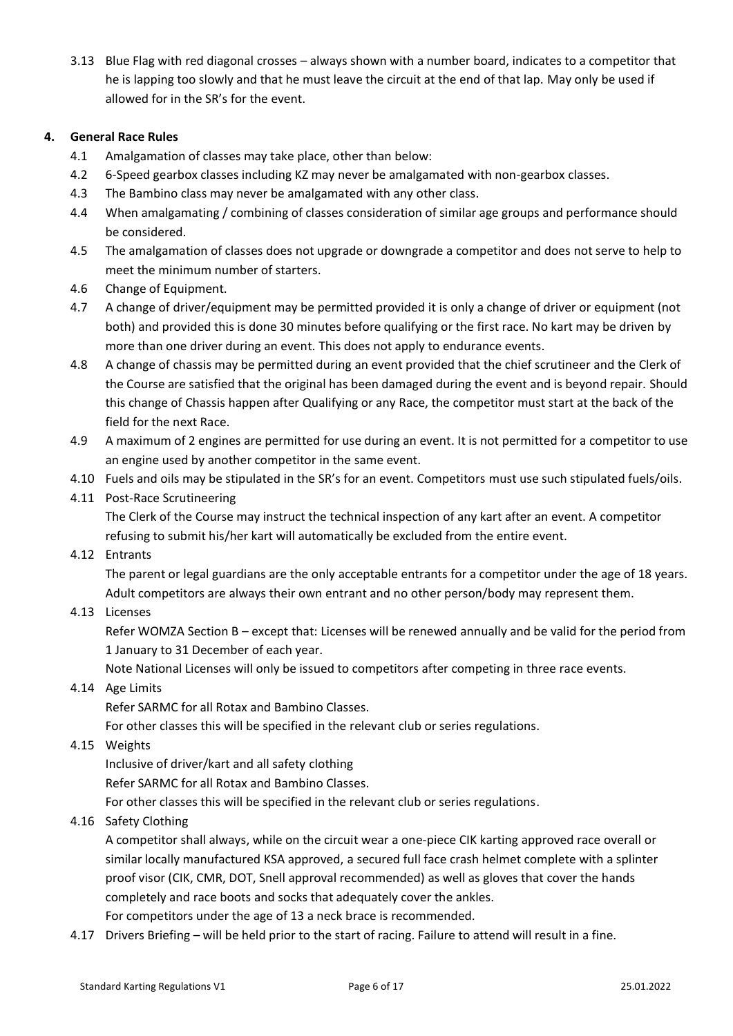3.13 Blue Flag with red diagonal crosses – always shown with a number board, indicates to a competitor that he is lapping too slowly and that he must leave the circuit at the end of that lap. May only be used if allowed for in the SR's for the event.

## 4. General Race Rules

4.1 Amalgamation of classes may take place, other than below:

4.2 6-Speed gearbox classes including KZ may never be amalgamated with non-gearbox classes.

4.3 The Bambino class may never be amalgamated with any other class.

4.4 When amalgamating / combining of classes consideration of similar age groups and performance should be considered.

4.5 The amalgamation of classes does not upgrade or downgrade a competitor and does not serve to help to meet the minimum number of starters.

4.6 Change of Equipment.

4.7 A change of driver/equipment may be permitted provided it is only a change of driver or equipment (not both) and provided this is done 30 minutes before qualifying or the first race. No kart may be driven by more than one driver during an event. This does not apply to endurance events.

4.8 A change of chassis may be permitted during an event provided that the chief scrutineer and the Clerk of the Course are satisfied that the original has been damaged during the event and is beyond repair. Should this change of Chassis happen after Qualifying or any Race, the competitor must start at the back of the field for the next Race.

4.9 A maximum of 2 engines are permitted for use during an event. It is not permitted for a competitor to use an engine used by another competitor in the same event.

4.10 Fuels and oils may be stipulated in the SR's for an event. Competitors must use such stipulated fuels/oils.

4.11 Post-Race Scrutineering

The Clerk of the Course may instruct the technical inspection of any kart after an event. A competitor refusing to submit his/her kart will automatically be excluded from the entire event.

4.12 Entrants

The parent or legal guardians are the only acceptable entrants for a competitor under the age of 18 years. Adult competitors are always their own entrant and no other person/body may represent them.

4.13 Licenses

Refer WOMZA Section B – except that: Licenses will be renewed annually and be valid for the period from 1 January to 31 December of each year.

Note National Licenses will only be issued to competitors after competing in three race events.

4.14 Age Limits

Refer SARMC for all Rotax and Bambino Classes.

For other classes this will be specified in the relevant club or series regulations.

4.15 Weights

Inclusive of driver/kart and all safety clothing

Refer SARMC for all Rotax and Bambino Classes.

For other classes this will be specified in the relevant club or series regulations.

4.16 Safety Clothing

A competitor shall always, while on the circuit wear a one-piece CIK karting approved race overall or similar locally manufactured KSA approved, a secured full face crash helmet complete with a splinter proof visor (CIK, CMR, DOT, Snell approval recommended) as well as gloves that cover the hands completely and race boots and socks that adequately cover the ankles.

For competitors under the age of 13 a neck brace is recommended.

4.17 Drivers Briefing – will be held prior to the start of racing. Failure to attend will result in a fine.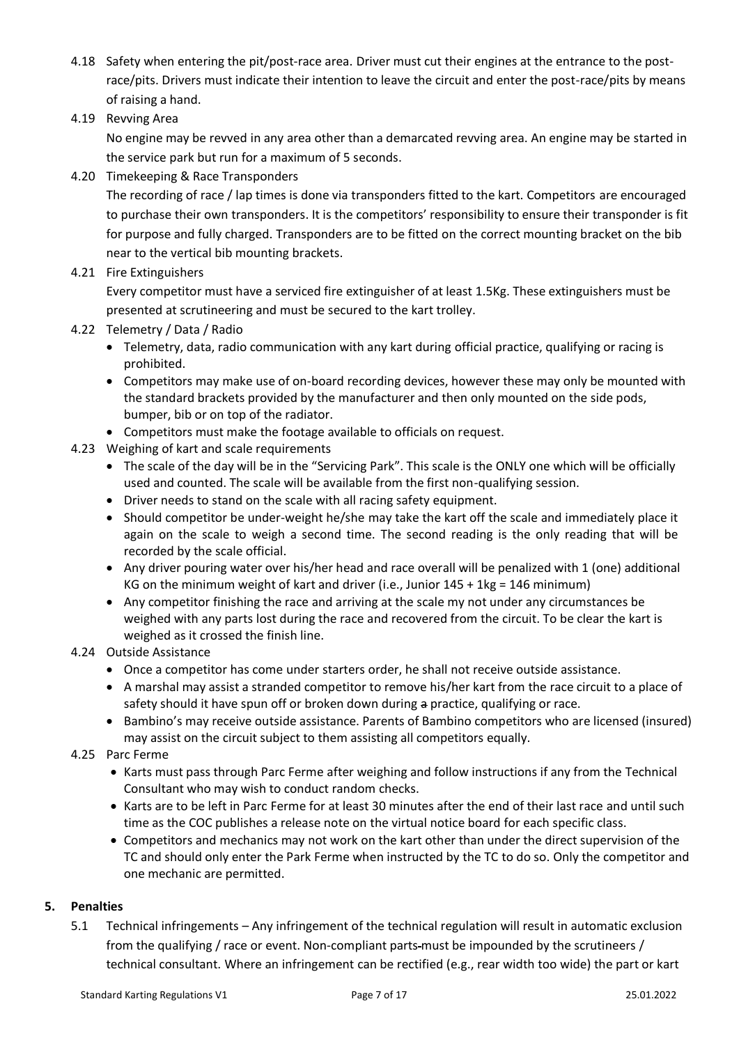4.18 Safety when entering the pit/post-race area. Driver must cut their engines at the entrance to the post-race/pits. Drivers must indicate their intention to leave the circuit and enter the post-race/pits by means of raising a hand.

4.19 Revving Area

No engine may be revved in any area other than a demarcated revving area. An engine may be started in the service park but run for a maximum of 5 seconds.

4.20 Timekeeping & Race Transponders

The recording of race / lap times is done via transponders fitted to the kart. Competitors are encouraged to purchase their own transponders. It is the competitors' responsibility to ensure their transponder is fit for purpose and fully charged. Transponders are to be fitted on the correct mounting bracket on the bib near to the vertical bib mounting brackets.

4.21 Fire Extinguishers

Every competitor must have a serviced fire extinguisher of at least 1.5Kg. These extinguishers must be presented at scrutineering and must be secured to the kart trolley.

4.22 Telemetry / Data / Radio

- Telemetry, data, radio communication with any kart during official practice, qualifying or racing is prohibited.
- Competitors may make use of on-board recording devices, however these may only be mounted with the standard brackets provided by the manufacturer and then only mounted on the side pods, bumper, bib or on top of the radiator.
- Competitors must make the footage available to officials on request.

4.23 Weighing of kart and scale requirements

- The scale of the day will be in the "Servicing Park". This scale is the ONLY one which will be officially used and counted. The scale will be available from the first non-qualifying session.
- Driver needs to stand on the scale with all racing safety equipment.
- Should competitor be under-weight he/she may take the kart off the scale and immediately place it again on the scale to weigh a second time. The second reading is the only reading that will be recorded by the scale official.
- Any driver pouring water over his/her head and race overall will be penalized with 1 (one) additional KG on the minimum weight of kart and driver (i.e., Junior 145 + 1kg = 146 minimum)
- Any competitor finishing the race and arriving at the scale my not under any circumstances be weighed with any parts lost during the race and recovered from the circuit. To be clear the kart is weighed as it crossed the finish line.

4.24 Outside Assistance

- Once a competitor has come under starters order, he shall not receive outside assistance.
- A marshal may assist a stranded competitor to remove his/her kart from the race circuit to a place of safety should it have spun off or broken down during ~~a~~ practice, qualifying or race.
- Bambino's may receive outside assistance. Parents of Bambino competitors who are licensed (insured) may assist on the circuit subject to them assisting all competitors equally.

4.25 Parc Ferme

- Karts must pass through Parc Ferme after weighing and follow instructions if any from the Technical Consultant who may wish to conduct random checks.
- Karts are to be left in Parc Ferme for at least 30 minutes after the end of their last race and until such time as the COC publishes a release note on the virtual notice board for each specific class.
- Competitors and mechanics may not work on the kart other than under the direct supervision of the TC and should only enter the Park Ferme when instructed by the TC to do so. Only the competitor and one mechanic are permitted.

## 5. Penalties

5.1 Technical infringements – Any infringement of the technical regulation will result in automatic exclusion from the qualifying / race or event. Non-compliant parts must be impounded by the scrutineers / technical consultant. Where an infringement can be rectified (e.g., rear width too wide) the part or kart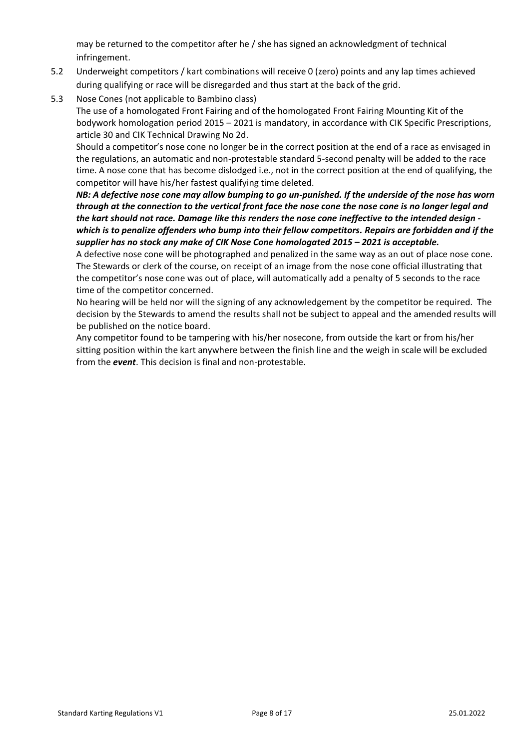may be returned to the competitor after he / she has signed an acknowledgment of technical infringement.

5.2 Underweight competitors / kart combinations will receive 0 (zero) points and any lap times achieved during qualifying or race will be disregarded and thus start at the back of the grid.

5.3 Nose Cones (not applicable to Bambino class)

The use of a homologated Front Fairing and of the homologated Front Fairing Mounting Kit of the bodywork homologation period 2015 – 2021 is mandatory, in accordance with CIK Specific Prescriptions, article 30 and CIK Technical Drawing No 2d.

Should a competitor's nose cone no longer be in the correct position at the end of a race as envisaged in the regulations, an automatic and non-protestable standard 5-second penalty will be added to the race time. A nose cone that has become dislodged i.e., not in the correct position at the end of qualifying, the competitor will have his/her fastest qualifying time deleted.

***NB: A defective nose cone may allow bumping to go un-punished. If the underside of the nose has worn through at the connection to the vertical front face the nose cone the nose cone is no longer legal and the kart should not race. Damage like this renders the nose cone ineffective to the intended design - which is to penalize offenders who bump into their fellow competitors. Repairs are forbidden and if the supplier has no stock any make of CIK Nose Cone homologated 2015 – 2021 is acceptable.***

A defective nose cone will be photographed and penalized in the same way as an out of place nose cone. The Stewards or clerk of the course, on receipt of an image from the nose cone official illustrating that the competitor's nose cone was out of place, will automatically add a penalty of 5 seconds to the race time of the competitor concerned.

No hearing will be held nor will the signing of any acknowledgement by the competitor be required. The decision by the Stewards to amend the results shall not be subject to appeal and the amended results will be published on the notice board.

Any competitor found to be tampering with his/her nosecone, from outside the kart or from his/her sitting position within the kart anywhere between the finish line and the weigh in scale will be excluded from the ***event***. This decision is final and non-protestable.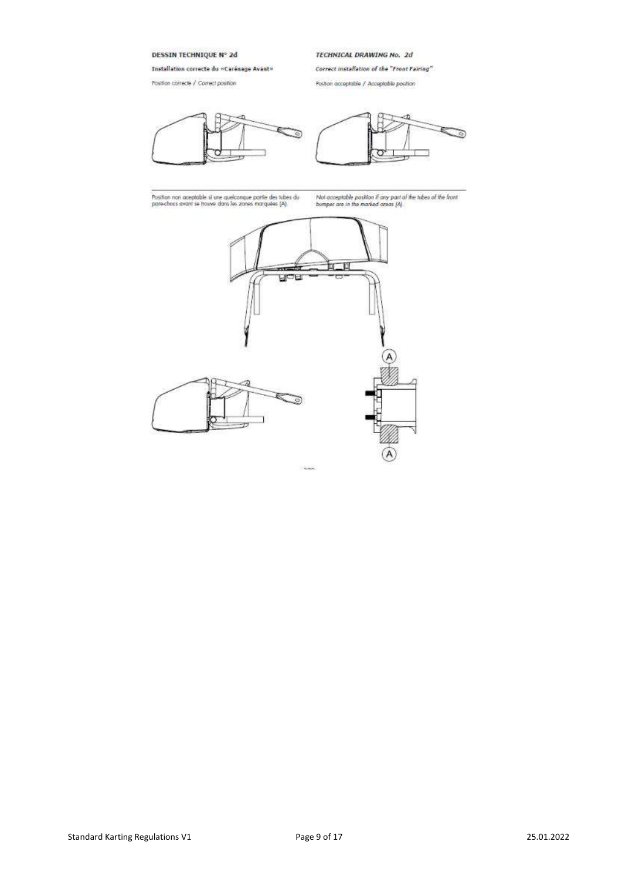**DESSIN TECHNIQUE N° 2d**

***TECHNICAL DRAWING No. 2d***

**Installation correcte du «Carénage Avant»**

***Correct installation of the "Front Fairing"***

Position correcte / *Correct position*

Position acceptable / *Acceptable position*

Position non aceptable si une quelconque partie des tubes du pare-chocs avant se trouve dans les zones marquées (A).

*Not acceptable position if any part of the tubes of the front bumper are in the marked areas (A).*

A

A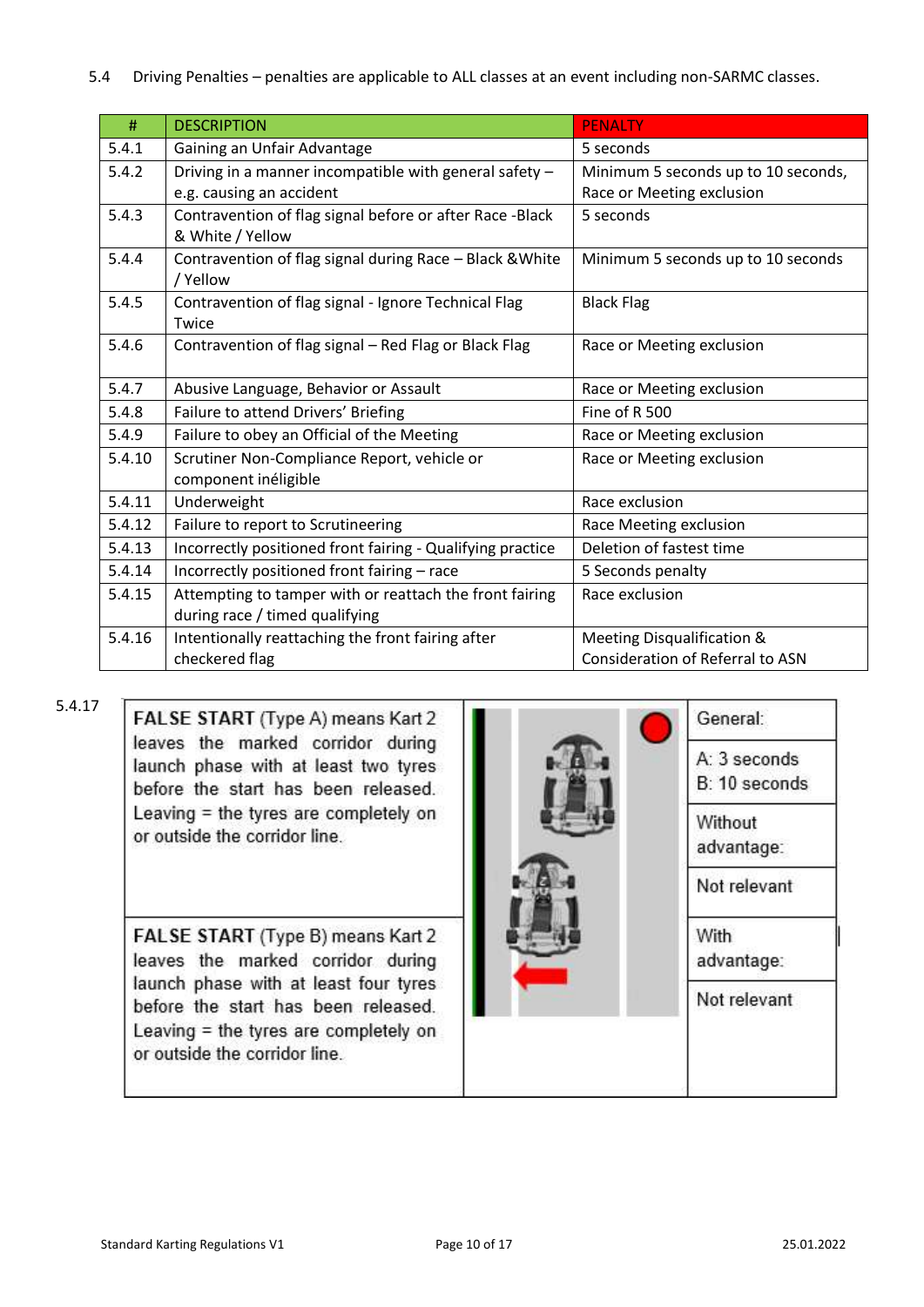5.4 Driving Penalties – penalties are applicable to ALL classes at an event including non-SARMC classes.

| # | DESCRIPTION | PENALTY |
|---|---|---|
| 5.4.1 | Gaining an Unfair Advantage | 5 seconds |
| 5.4.2 | Driving in a manner incompatible with general safety – e.g. causing an accident | Minimum 5 seconds up to 10 seconds, Race or Meeting exclusion |
| 5.4.3 | Contravention of flag signal before or after Race -Black & White / Yellow | 5 seconds |
| 5.4.4 | Contravention of flag signal during Race – Black &White / Yellow | Minimum 5 seconds up to 10 seconds |
| 5.4.5 | Contravention of flag signal - Ignore Technical Flag Twice | Black Flag |
| 5.4.6 | Contravention of flag signal – Red Flag or Black Flag | Race or Meeting exclusion |
| 5.4.7 | Abusive Language, Behavior or Assault | Race or Meeting exclusion |
| 5.4.8 | Failure to attend Drivers' Briefing | Fine of R 500 |
| 5.4.9 | Failure to obey an Official of the Meeting | Race or Meeting exclusion |
| 5.4.10 | Scrutiner Non-Compliance Report, vehicle or component inéligible | Race or Meeting exclusion |
| 5.4.11 | Underweight | Race exclusion |
| 5.4.12 | Failure to report to Scrutineering | Race Meeting exclusion |
| 5.4.13 | Incorrectly positioned front fairing - Qualifying practice | Deletion of fastest time |
| 5.4.14 | Incorrectly positioned front fairing – race | 5 Seconds penalty |
| 5.4.15 | Attempting to tamper with or reattach the front fairing during race / timed qualifying | Race exclusion |
| 5.4.16 | Intentionally reattaching the front fairing after checkered flag | Meeting Disqualification & Consideration of Referral to ASN |

5.4.17

| Description | Penalty |
|---|---|
| **FALSE START** (Type A) means Kart 2 leaves the marked corridor during launch phase with at least two tyres before the start has been released. Leaving = the tyres are completely on or outside the corridor line. | General: A: 3 seconds B: 10 seconds |
| | Without advantage: Not relevant |
| **FALSE START** (Type B) means Kart 2 leaves the marked corridor during launch phase with at least four tyres before the start has been released. Leaving = the tyres are completely on or outside the corridor line. | With advantage: Not relevant |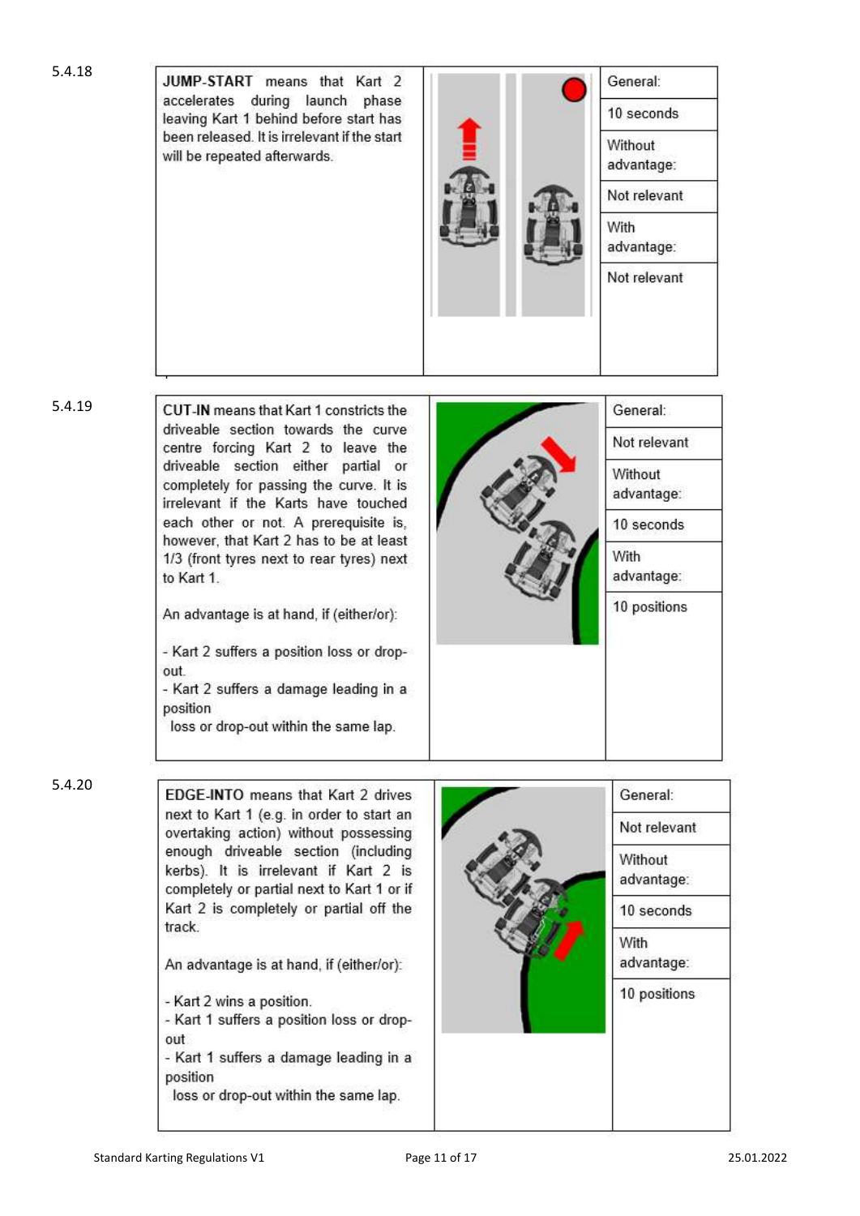5.4.18

| JUMP-START means that Kart 2 accelerates during launch phase leaving Kart 1 behind before start has been released. It is irrelevant if the start will be repeated afterwards. | | General: 10 seconds<br>Without advantage: Not relevant<br>With advantage: Not relevant |
|---|---|---|

5.4.19

| CUT-IN means that Kart 1 constricts the driveable section towards the curve centre forcing Kart 2 to leave the driveable section either partial or completely for passing the curve. It is irrelevant if the Karts have touched each other or not. A prerequisite is, however, that Kart 2 has to be at least 1/3 (front tyres next to rear tyres) next to Kart 1.<br><br>An advantage is at hand, if (either/or):<br><br>- Kart 2 suffers a position loss or drop-out.<br>- Kart 2 suffers a damage leading in a position loss or drop-out within the same lap. | | General: Not relevant<br>Without advantage: 10 seconds<br>With advantage: 10 positions |
|---|---|---|

5.4.20

| EDGE-INTO means that Kart 2 drives next to Kart 1 (e.g. in order to start an overtaking action) without possessing enough driveable section (including kerbs). It is irrelevant if Kart 2 is completely or partial next to Kart 1 or if Kart 2 is completely or partial off the track.<br><br>An advantage is at hand, if (either/or):<br><br>- Kart 2 wins a position.<br>- Kart 1 suffers a position loss or drop-out<br>- Kart 1 suffers a damage leading in a position loss or drop-out within the same lap. | | General: Not relevant<br>Without advantage: 10 seconds<br>With advantage: 10 positions |
|---|---|---|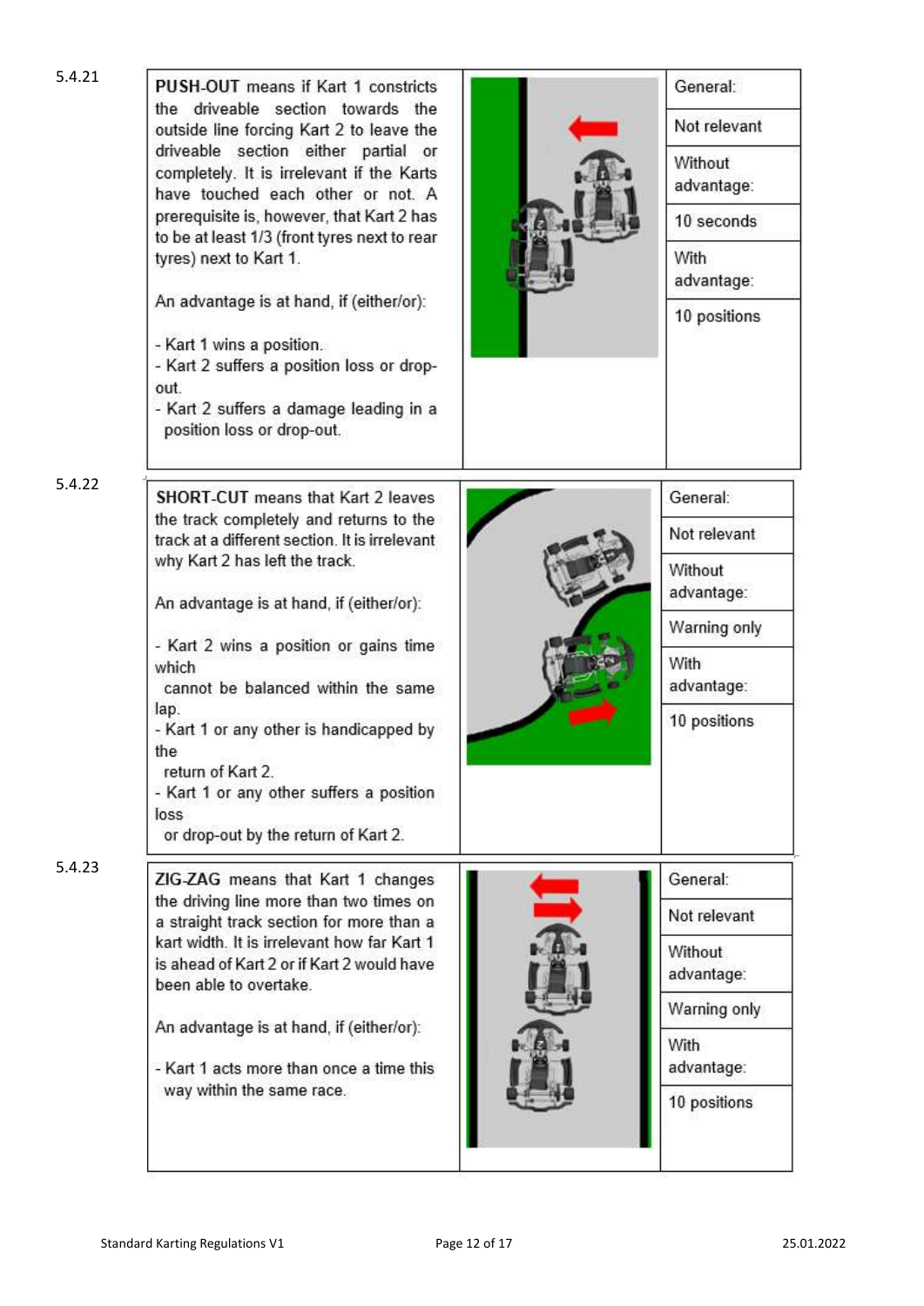| No. | Description | Penalty |
|---|---|---|
| 5.4.21 | **PUSH-OUT** means if Kart 1 constricts the driveable section towards the outside line forcing Kart 2 to leave the driveable section either partial or completely. It is irrelevant if the Karts have touched each other or not. A prerequisite is, however, that Kart 2 has to be at least 1/3 (front tyres next to rear tyres) next to Kart 1.<br><br>An advantage is at hand, if (either/or):<br><br>- Kart 1 wins a position.<br>- Kart 2 suffers a position loss or drop-out.<br>- Kart 2 suffers a damage leading in a position loss or drop-out. | General: Not relevant<br>Without advantage: 10 seconds<br>With advantage: 10 positions |
| 5.4.22 | **SHORT-CUT** means that Kart 2 leaves the track completely and returns to the track at a different section. It is irrelevant why Kart 2 has left the track.<br><br>An advantage is at hand, if (either/or):<br><br>- Kart 2 wins a position or gains time which cannot be balanced within the same lap.<br>- Kart 1 or any other is handicapped by the return of Kart 2.<br>- Kart 1 or any other suffers a position loss or drop-out by the return of Kart 2. | General: Not relevant<br>Without advantage: Warning only<br>With advantage: 10 positions |
| 5.4.23 | **ZIG-ZAG** means that Kart 1 changes the driving line more than two times on a straight track section for more than a kart width. It is irrelevant how far Kart 1 is ahead of Kart 2 or if Kart 2 would have been able to overtake.<br><br>An advantage is at hand, if (either/or):<br><br>- Kart 1 acts more than once a time this way within the same race. | General: Not relevant<br>Without advantage: Warning only<br>With advantage: 10 positions |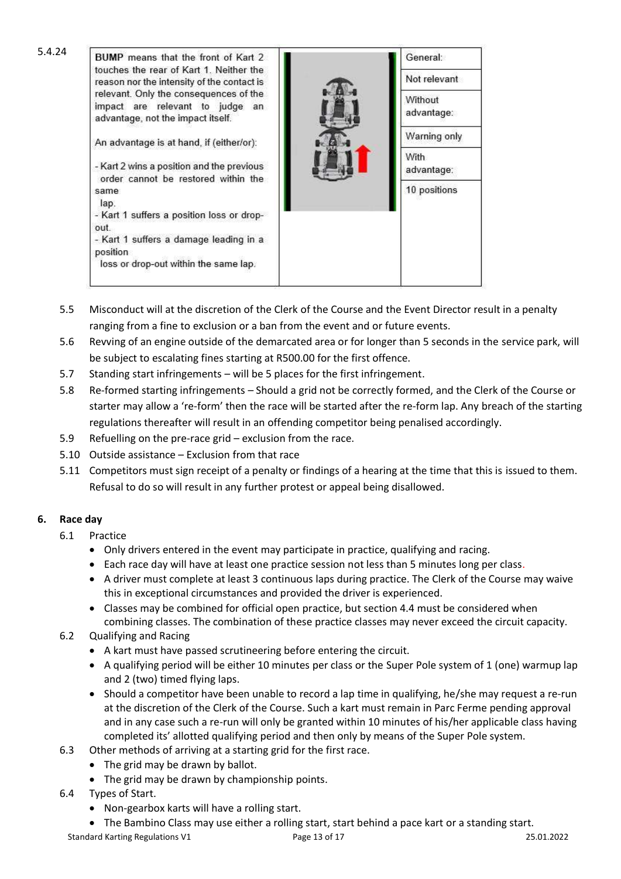5.4.24

| BUMP means that the front of Kart 2 touches the rear of Kart 1. Neither the reason nor the intensity of the contact is relevant. Only the consequences of the impact are relevant to judge an advantage, not the impact itself.<br><br>An advantage is at hand, if (either/or):<br><br>- Kart 2 wins a position and the previous order cannot be restored within the same lap.<br>- Kart 1 suffers a position loss or drop-out.<br>- Kart 1 suffers a damage leading in a position loss or drop-out within the same lap. | | General:<br>Not relevant<br>Without advantage:<br>Warning only<br>With advantage:<br>10 positions |
|---|---|---|

5.5 Misconduct will at the discretion of the Clerk of the Course and the Event Director result in a penalty ranging from a fine to exclusion or a ban from the event and or future events.

5.6 Revving of an engine outside of the demarcated area or for longer than 5 seconds in the service park, will be subject to escalating fines starting at R500.00 for the first offence.

5.7 Standing start infringements – will be 5 places for the first infringement.

5.8 Re-formed starting infringements – Should a grid not be correctly formed, and the Clerk of the Course or starter may allow a 're-form' then the race will be started after the re-form lap. Any breach of the starting regulations thereafter will result in an offending competitor being penalised accordingly.

5.9 Refuelling on the pre-race grid – exclusion from the race.

5.10 Outside assistance – Exclusion from that race

5.11 Competitors must sign receipt of a penalty or findings of a hearing at the time that this is issued to them. Refusal to do so will result in any further protest or appeal being disallowed.

## 6. Race day

6.1 Practice

- Only drivers entered in the event may participate in practice, qualifying and racing.
- Each race day will have at least one practice session not less than 5 minutes long per class.
- A driver must complete at least 3 continuous laps during practice. The Clerk of the Course may waive this in exceptional circumstances and provided the driver is experienced.
- Classes may be combined for official open practice, but section 4.4 must be considered when combining classes. The combination of these practice classes may never exceed the circuit capacity.

6.2 Qualifying and Racing

- A kart must have passed scrutineering before entering the circuit.
- A qualifying period will be either 10 minutes per class or the Super Pole system of 1 (one) warmup lap and 2 (two) timed flying laps.
- Should a competitor have been unable to record a lap time in qualifying, he/she may request a re-run at the discretion of the Clerk of the Course. Such a kart must remain in Parc Ferme pending approval and in any case such a re-run will only be granted within 10 minutes of his/her applicable class having completed its' allotted qualifying period and then only by means of the Super Pole system.

6.3 Other methods of arriving at a starting grid for the first race.

- The grid may be drawn by ballot.
- The grid may be drawn by championship points.

6.4 Types of Start.

- Non-gearbox karts will have a rolling start.
- The Bambino Class may use either a rolling start, start behind a pace kart or a standing start.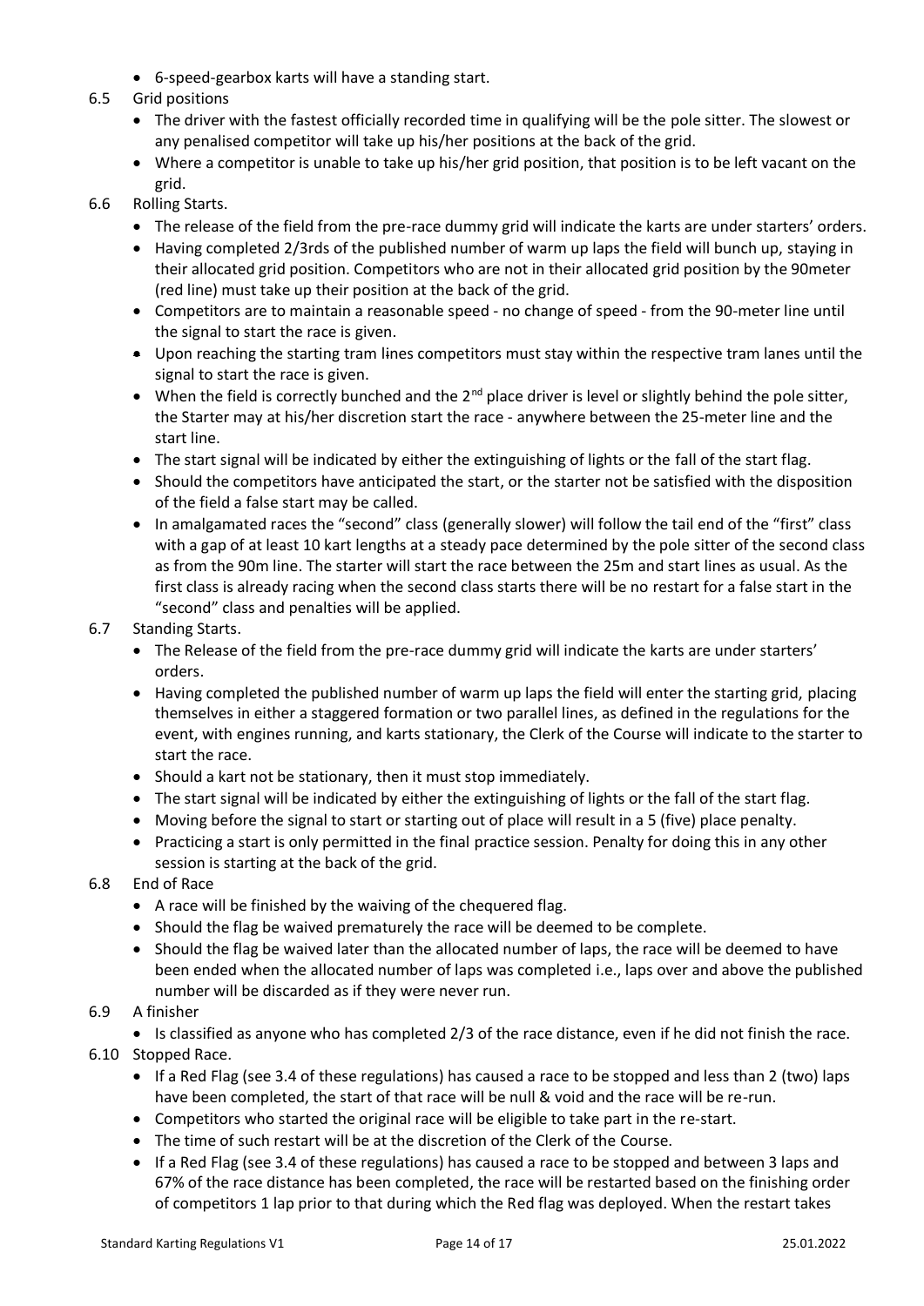- 6-speed-gearbox karts will have a standing start.

6.5 Grid positions

- The driver with the fastest officially recorded time in qualifying will be the pole sitter. The slowest or any penalised competitor will take up his/her positions at the back of the grid.
- Where a competitor is unable to take up his/her grid position, that position is to be left vacant on the grid.

6.6 Rolling Starts.

- The release of the field from the pre-race dummy grid will indicate the karts are under starters' orders.
- Having completed 2/3rds of the published number of warm up laps the field will bunch up, staying in their allocated grid position. Competitors who are not in their allocated grid position by the 90meter (red line) must take up their position at the back of the grid.
- Competitors are to maintain a reasonable speed - no change of speed - from the 90-meter line until the signal to start the race is given.
- Upon reaching the starting tram lines competitors must stay within the respective tram lanes until the signal to start the race is given.
- When the field is correctly bunched and the 2nd place driver is level or slightly behind the pole sitter, the Starter may at his/her discretion start the race - anywhere between the 25-meter line and the start line.
- The start signal will be indicated by either the extinguishing of lights or the fall of the start flag.
- Should the competitors have anticipated the start, or the starter not be satisfied with the disposition of the field a false start may be called.
- In amalgamated races the "second" class (generally slower) will follow the tail end of the "first" class with a gap of at least 10 kart lengths at a steady pace determined by the pole sitter of the second class as from the 90m line. The starter will start the race between the 25m and start lines as usual. As the first class is already racing when the second class starts there will be no restart for a false start in the "second" class and penalties will be applied.

6.7 Standing Starts.

- The Release of the field from the pre-race dummy grid will indicate the karts are under starters' orders.
- Having completed the published number of warm up laps the field will enter the starting grid, placing themselves in either a staggered formation or two parallel lines, as defined in the regulations for the event, with engines running, and karts stationary, the Clerk of the Course will indicate to the starter to start the race.
- Should a kart not be stationary, then it must stop immediately.
- The start signal will be indicated by either the extinguishing of lights or the fall of the start flag.
- Moving before the signal to start or starting out of place will result in a 5 (five) place penalty.
- Practicing a start is only permitted in the final practice session. Penalty for doing this in any other session is starting at the back of the grid.

6.8 End of Race

- A race will be finished by the waiving of the chequered flag.
- Should the flag be waived prematurely the race will be deemed to be complete.
- Should the flag be waived later than the allocated number of laps, the race will be deemed to have been ended when the allocated number of laps was completed i.e., laps over and above the published number will be discarded as if they were never run.

6.9 A finisher

- Is classified as anyone who has completed 2/3 of the race distance, even if he did not finish the race.

6.10 Stopped Race.

- If a Red Flag (see 3.4 of these regulations) has caused a race to be stopped and less than 2 (two) laps have been completed, the start of that race will be null & void and the race will be re-run.
- Competitors who started the original race will be eligible to take part in the re-start.
- The time of such restart will be at the discretion of the Clerk of the Course.
- If a Red Flag (see 3.4 of these regulations) has caused a race to be stopped and between 3 laps and 67% of the race distance has been completed, the race will be restarted based on the finishing order of competitors 1 lap prior to that during which the Red flag was deployed. When the restart takes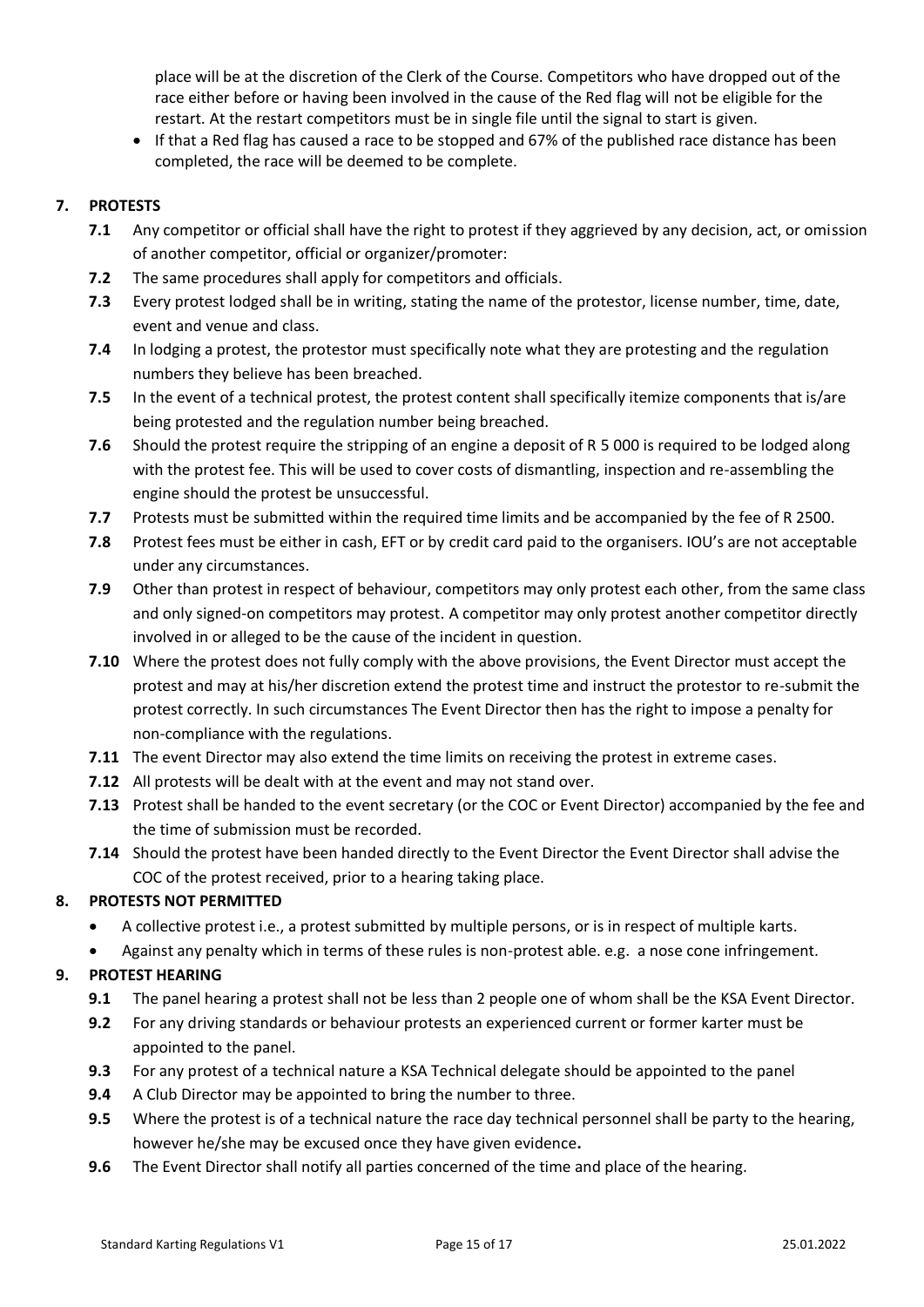place will be at the discretion of the Clerk of the Course. Competitors who have dropped out of the race either before or having been involved in the cause of the Red flag will not be eligible for the restart. At the restart competitors must be in single file until the signal to start is given.

- If that a Red flag has caused a race to be stopped and 67% of the published race distance has been completed, the race will be deemed to be complete.

## 7. PROTESTS

**7.1** Any competitor or official shall have the right to protest if they aggrieved by any decision, act, or omission of another competitor, official or organizer/promoter:

**7.2** The same procedures shall apply for competitors and officials.

**7.3** Every protest lodged shall be in writing, stating the name of the protestor, license number, time, date, event and venue and class.

**7.4** In lodging a protest, the protestor must specifically note what they are protesting and the regulation numbers they believe has been breached.

**7.5** In the event of a technical protest, the protest content shall specifically itemize components that is/are being protested and the regulation number being breached.

**7.6** Should the protest require the stripping of an engine a deposit of R 5 000 is required to be lodged along with the protest fee. This will be used to cover costs of dismantling, inspection and re-assembling the engine should the protest be unsuccessful.

**7.7** Protests must be submitted within the required time limits and be accompanied by the fee of R 2500.

**7.8** Protest fees must be either in cash, EFT or by credit card paid to the organisers. IOU's are not acceptable under any circumstances.

**7.9** Other than protest in respect of behaviour, competitors may only protest each other, from the same class and only signed-on competitors may protest. A competitor may only protest another competitor directly involved in or alleged to be the cause of the incident in question.

**7.10** Where the protest does not fully comply with the above provisions, the Event Director must accept the protest and may at his/her discretion extend the protest time and instruct the protestor to re-submit the protest correctly. In such circumstances The Event Director then has the right to impose a penalty for non-compliance with the regulations.

**7.11** The event Director may also extend the time limits on receiving the protest in extreme cases.

**7.12** All protests will be dealt with at the event and may not stand over.

**7.13** Protest shall be handed to the event secretary (or the COC or Event Director) accompanied by the fee and the time of submission must be recorded.

**7.14** Should the protest have been handed directly to the Event Director the Event Director shall advise the COC of the protest received, prior to a hearing taking place.

## 8. PROTESTS NOT PERMITTED

- A collective protest i.e., a protest submitted by multiple persons, or is in respect of multiple karts.
- Against any penalty which in terms of these rules is non-protest able. e.g. a nose cone infringement.

## 9. PROTEST HEARING

**9.1** The panel hearing a protest shall not be less than 2 people one of whom shall be the KSA Event Director.

**9.2** For any driving standards or behaviour protests an experienced current or former karter must be appointed to the panel.

**9.3** For any protest of a technical nature a KSA Technical delegate should be appointed to the panel

**9.4** A Club Director may be appointed to bring the number to three.

**9.5** Where the protest is of a technical nature the race day technical personnel shall be party to the hearing, however he/she may be excused once they have given evidence**.**

**9.6** The Event Director shall notify all parties concerned of the time and place of the hearing.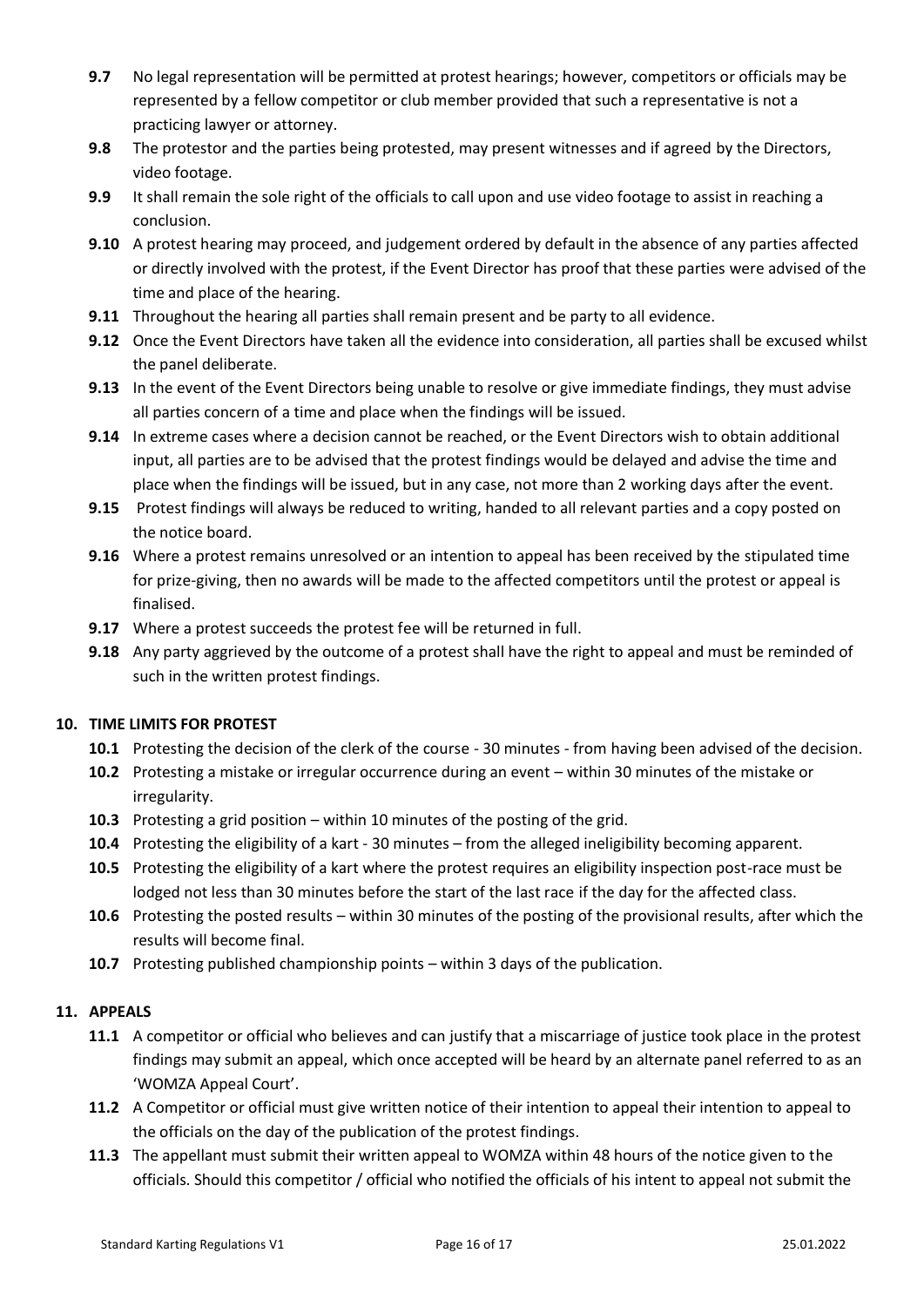**9.7** No legal representation will be permitted at protest hearings; however, competitors or officials may be represented by a fellow competitor or club member provided that such a representative is not a practicing lawyer or attorney.

**9.8** The protestor and the parties being protested, may present witnesses and if agreed by the Directors, video footage.

**9.9** It shall remain the sole right of the officials to call upon and use video footage to assist in reaching a conclusion.

**9.10** A protest hearing may proceed, and judgement ordered by default in the absence of any parties affected or directly involved with the protest, if the Event Director has proof that these parties were advised of the time and place of the hearing.

**9.11** Throughout the hearing all parties shall remain present and be party to all evidence.

**9.12** Once the Event Directors have taken all the evidence into consideration, all parties shall be excused whilst the panel deliberate.

**9.13** In the event of the Event Directors being unable to resolve or give immediate findings, they must advise all parties concern of a time and place when the findings will be issued.

**9.14** In extreme cases where a decision cannot be reached, or the Event Directors wish to obtain additional input, all parties are to be advised that the protest findings would be delayed and advise the time and place when the findings will be issued, but in any case, not more than 2 working days after the event.

**9.15** Protest findings will always be reduced to writing, handed to all relevant parties and a copy posted on the notice board.

**9.16** Where a protest remains unresolved or an intention to appeal has been received by the stipulated time for prize-giving, then no awards will be made to the affected competitors until the protest or appeal is finalised.

**9.17** Where a protest succeeds the protest fee will be returned in full.

**9.18** Any party aggrieved by the outcome of a protest shall have the right to appeal and must be reminded of such in the written protest findings.

## 10. TIME LIMITS FOR PROTEST

**10.1** Protesting the decision of the clerk of the course - 30 minutes - from having been advised of the decision.

**10.2** Protesting a mistake or irregular occurrence during an event – within 30 minutes of the mistake or irregularity.

**10.3** Protesting a grid position – within 10 minutes of the posting of the grid.

**10.4** Protesting the eligibility of a kart - 30 minutes – from the alleged ineligibility becoming apparent.

**10.5** Protesting the eligibility of a kart where the protest requires an eligibility inspection post-race must be lodged not less than 30 minutes before the start of the last race if the day for the affected class.

**10.6** Protesting the posted results – within 30 minutes of the posting of the provisional results, after which the results will become final.

**10.7** Protesting published championship points – within 3 days of the publication.

## 11. APPEALS

**11.1** A competitor or official who believes and can justify that a miscarriage of justice took place in the protest findings may submit an appeal, which once accepted will be heard by an alternate panel referred to as an 'WOMZA Appeal Court'.

**11.2** A Competitor or official must give written notice of their intention to appeal their intention to appeal to the officials on the day of the publication of the protest findings.

**11.3** The appellant must submit their written appeal to WOMZA within 48 hours of the notice given to the officials. Should this competitor / official who notified the officials of his intent to appeal not submit the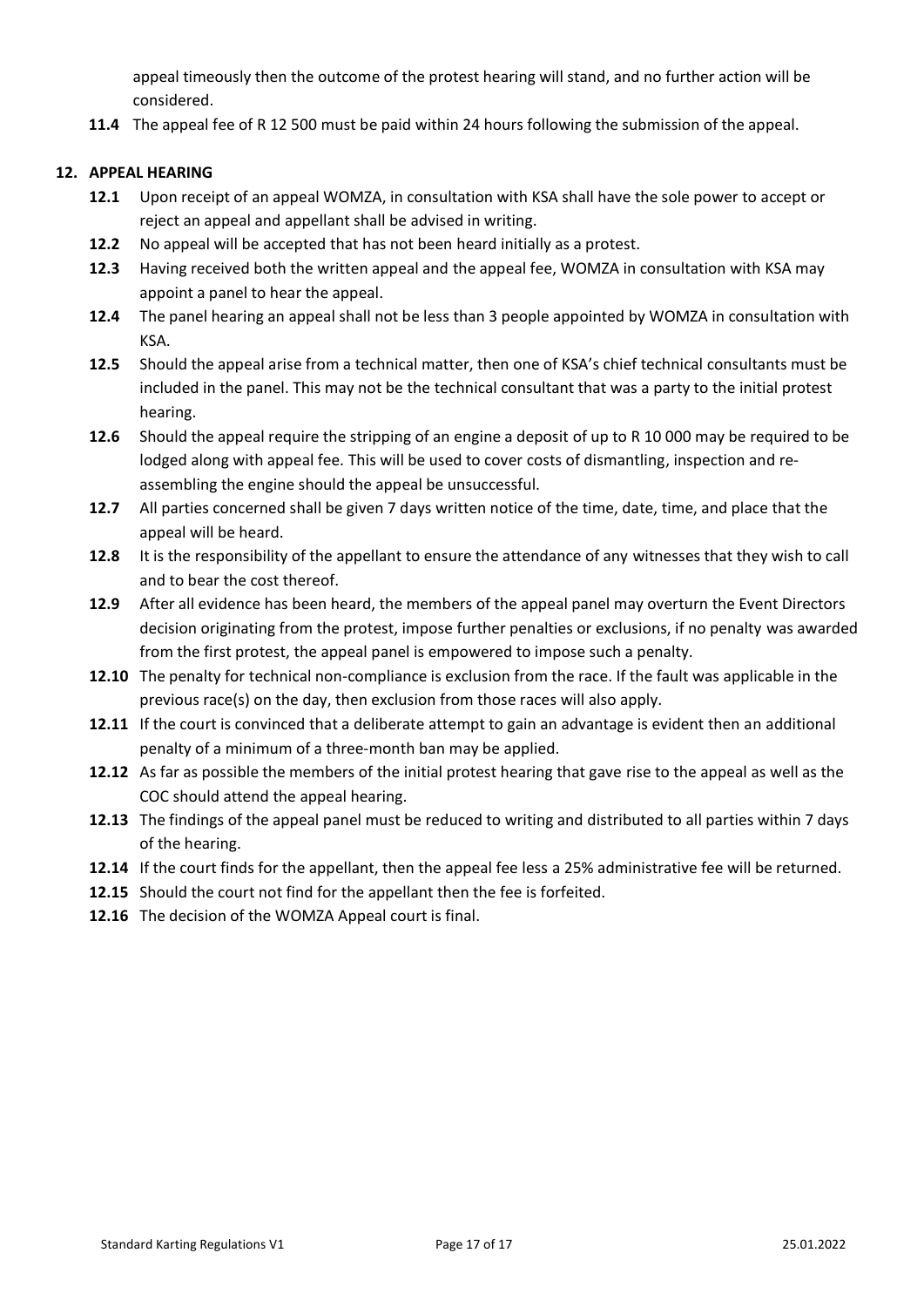appeal timeously then the outcome of the protest hearing will stand, and no further action will be considered.

**11.4** The appeal fee of R 12 500 must be paid within 24 hours following the submission of the appeal.

## 12. APPEAL HEARING

**12.1** Upon receipt of an appeal WOMZA, in consultation with KSA shall have the sole power to accept or reject an appeal and appellant shall be advised in writing.

**12.2** No appeal will be accepted that has not been heard initially as a protest.

**12.3** Having received both the written appeal and the appeal fee, WOMZA in consultation with KSA may appoint a panel to hear the appeal.

**12.4** The panel hearing an appeal shall not be less than 3 people appointed by WOMZA in consultation with KSA.

**12.5** Should the appeal arise from a technical matter, then one of KSA's chief technical consultants must be included in the panel. This may not be the technical consultant that was a party to the initial protest hearing.

**12.6** Should the appeal require the stripping of an engine a deposit of up to R 10 000 may be required to be lodged along with appeal fee. This will be used to cover costs of dismantling, inspection and re-assembling the engine should the appeal be unsuccessful.

**12.7** All parties concerned shall be given 7 days written notice of the time, date, time, and place that the appeal will be heard.

**12.8** It is the responsibility of the appellant to ensure the attendance of any witnesses that they wish to call and to bear the cost thereof.

**12.9** After all evidence has been heard, the members of the appeal panel may overturn the Event Directors decision originating from the protest, impose further penalties or exclusions, if no penalty was awarded from the first protest, the appeal panel is empowered to impose such a penalty.

**12.10** The penalty for technical non-compliance is exclusion from the race. If the fault was applicable in the previous race(s) on the day, then exclusion from those races will also apply.

**12.11** If the court is convinced that a deliberate attempt to gain an advantage is evident then an additional penalty of a minimum of a three-month ban may be applied.

**12.12** As far as possible the members of the initial protest hearing that gave rise to the appeal as well as the COC should attend the appeal hearing.

**12.13** The findings of the appeal panel must be reduced to writing and distributed to all parties within 7 days of the hearing.

**12.14** If the court finds for the appellant, then the appeal fee less a 25% administrative fee will be returned.

**12.15** Should the court not find for the appellant then the fee is forfeited.

**12.16** The decision of the WOMZA Appeal court is final.